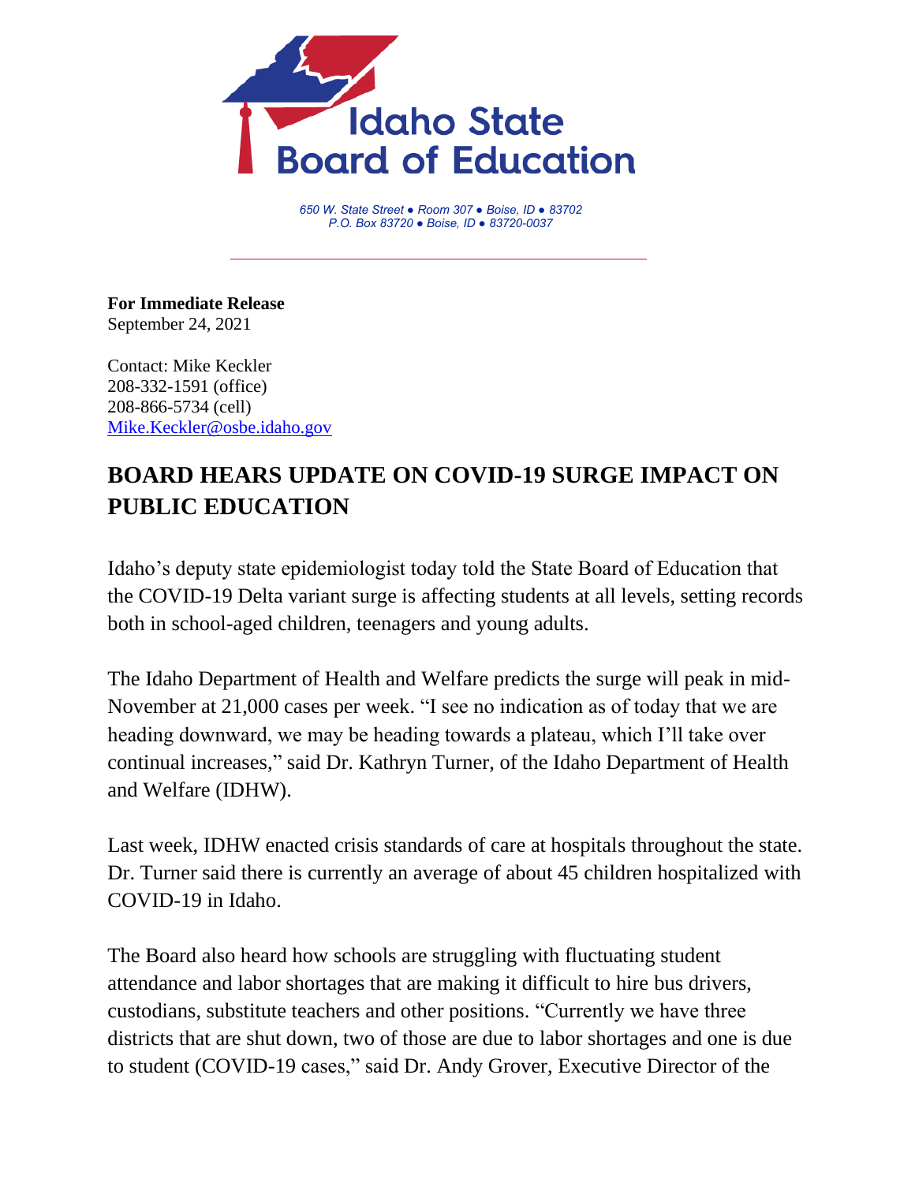# Idaho State Board of Education

*650 W. State Street ● Room 307 ● Boise, ID ● 83702*
*P.O. Box 83720 ● Boise, ID ● 83720-0037*

**For Immediate Release**
September 24, 2021

Contact: Mike Keckler
208-332-1591 (office)
208-866-5734 (cell)
Mike.Keckler@osbe.idaho.gov

## BOARD HEARS UPDATE ON COVID-19 SURGE IMPACT ON PUBLIC EDUCATION

Idaho's deputy state epidemiologist today told the State Board of Education that the COVID-19 Delta variant surge is affecting students at all levels, setting records both in school-aged children, teenagers and young adults.

The Idaho Department of Health and Welfare predicts the surge will peak in mid-November at 21,000 cases per week. "I see no indication as of today that we are heading downward, we may be heading towards a plateau, which I'll take over continual increases," said Dr. Kathryn Turner, of the Idaho Department of Health and Welfare (IDHW).

Last week, IDHW enacted crisis standards of care at hospitals throughout the state. Dr. Turner said there is currently an average of about 45 children hospitalized with COVID-19 in Idaho.

The Board also heard how schools are struggling with fluctuating student attendance and labor shortages that are making it difficult to hire bus drivers, custodians, substitute teachers and other positions. "Currently we have three districts that are shut down, two of those are due to labor shortages and one is due to student (COVID-19 cases," said Dr. Andy Grover, Executive Director of the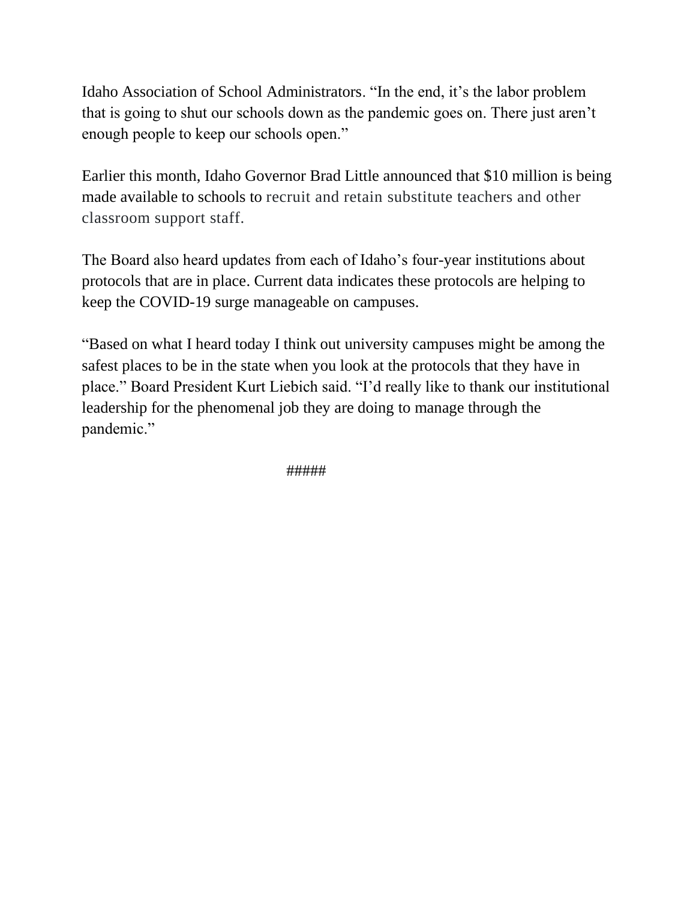Idaho Association of School Administrators. "In the end, it's the labor problem that is going to shut our schools down as the pandemic goes on. There just aren't enough people to keep our schools open."

Earlier this month, Idaho Governor Brad Little announced that $10 million is being made available to schools to recruit and retain substitute teachers and other classroom support staff.

The Board also heard updates from each of Idaho's four-year institutions about protocols that are in place. Current data indicates these protocols are helping to keep the COVID-19 surge manageable on campuses.

"Based on what I heard today I think out university campuses might be among the safest places to be in the state when you look at the protocols that they have in place." Board President Kurt Liebich said. "I'd really like to thank our institutional leadership for the phenomenal job they are doing to manage through the pandemic."

#####